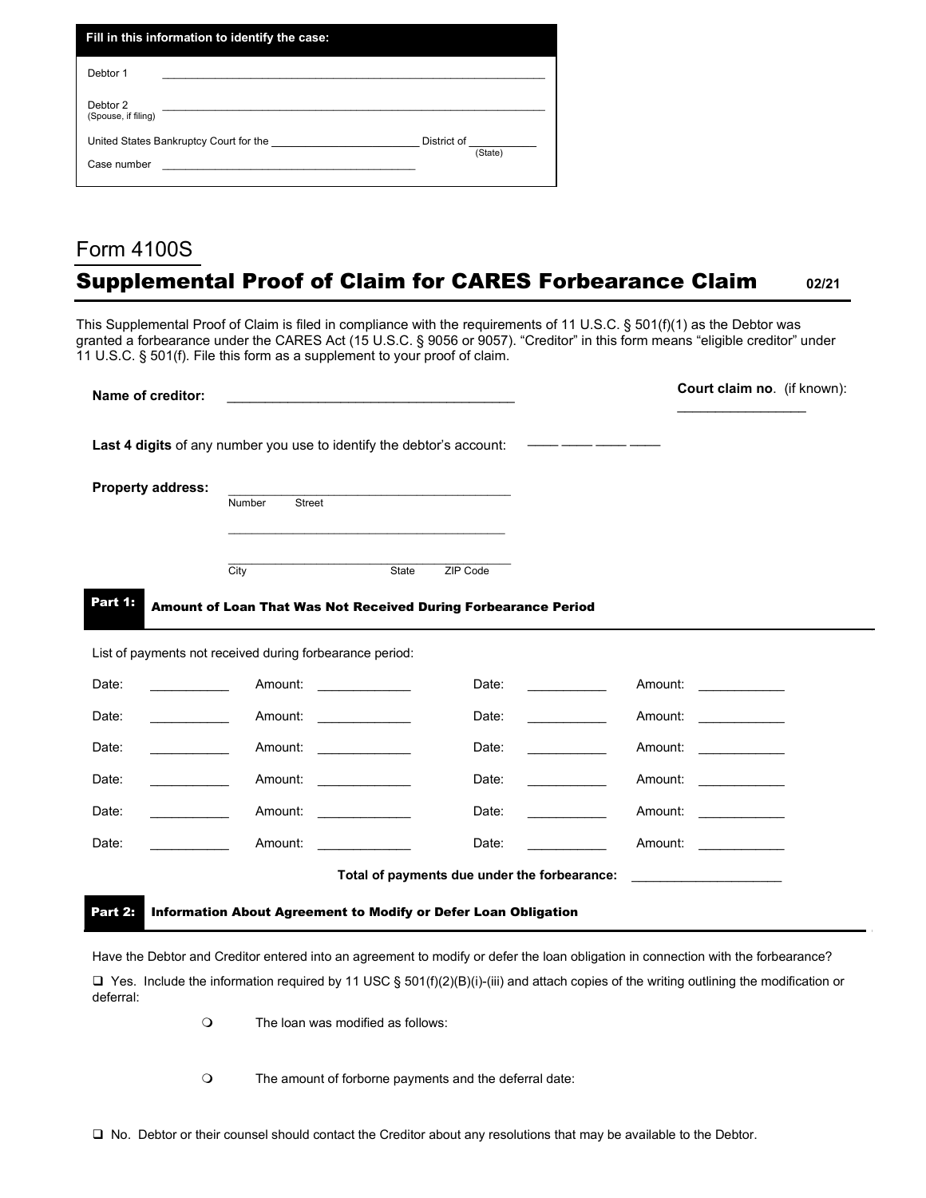**Fill in this information to identify the case:**

Debtor 1 \_\_\_\_\_\_\_\_\_\_\_\_\_\_\_\_\_\_\_\_\_\_\_\_\_\_\_\_\_\_\_\_\_\_\_\_\_\_\_\_

Debtor 2 \_\_\_\_\_\_\_\_\_\_\_\_\_\_\_\_\_\_\_\_\_\_\_\_\_\_\_\_\_\_\_\_\_\_\_\_\_\_\_\_
(Spouse, if filing)

United States Bankruptcy Court for the \_\_\_\_\_\_\_\_\_\_\_\_\_\_\_\_\_\_\_\_ District of \_\_\_\_\_\_\_\_\_\_
(State)

Case number \_\_\_\_\_\_\_\_\_\_\_\_\_\_\_\_\_\_\_\_\_\_\_\_\_\_\_\_\_\_\_\_

Form 4100S

# Supplemental Proof of Claim for CARES Forbearance Claim

02/21

This Supplemental Proof of Claim is filed in compliance with the requirements of 11 U.S.C. § 501(f)(1) as the Debtor was granted a forbearance under the CARES Act (15 U.S.C. § 9056 or 9057). “Creditor” in this form means “eligible creditor” under 11 U.S.C. § 501(f). File this form as a supplement to your proof of claim.

**Name of creditor:** \_\_\_\_\_\_\_\_\_\_\_\_\_\_\_\_\_\_\_\_\_\_\_\_\_\_\_\_\_\_\_\_

**Court claim no**. (if known): \_\_\_\_\_\_\_\_\_\_\_\_\_\_\_\_

**Last 4 digits** of any number you use to identify the debtor’s account: \_\_\_\_ \_\_\_\_ \_\_\_\_ \_\_\_\_

**Property address:** \_\_\_\_\_\_\_\_\_\_\_\_\_\_\_\_\_\_\_\_\_\_\_\_\_\_\_\_\_\_\_\_
Number Street

\_\_\_\_\_\_\_\_\_\_\_\_\_\_\_\_\_\_\_\_\_\_\_\_\_\_\_\_\_\_\_\_

\_\_\_\_\_\_\_\_\_\_\_\_\_\_\_\_\_\_\_\_\_\_\_\_\_\_\_\_\_\_\_\_
City State ZIP Code

## Part 1: Amount of Loan That Was Not Received During Forbearance Period

List of payments not received during forbearance period:

| Date: | Amount: | Date: | Amount: |
|---|---|---|---|
| \_\_\_\_\_\_\_\_ | \_\_\_\_\_\_\_\_ | \_\_\_\_\_\_\_\_ | \_\_\_\_\_\_\_\_ |
| \_\_\_\_\_\_\_\_ | \_\_\_\_\_\_\_\_ | \_\_\_\_\_\_\_\_ | \_\_\_\_\_\_\_\_ |
| \_\_\_\_\_\_\_\_ | \_\_\_\_\_\_\_\_ | \_\_\_\_\_\_\_\_ | \_\_\_\_\_\_\_\_ |
| \_\_\_\_\_\_\_\_ | \_\_\_\_\_\_\_\_ | \_\_\_\_\_\_\_\_ | \_\_\_\_\_\_\_\_ |
| \_\_\_\_\_\_\_\_ | \_\_\_\_\_\_\_\_ | \_\_\_\_\_\_\_\_ | \_\_\_\_\_\_\_\_ |
| \_\_\_\_\_\_\_\_ | \_\_\_\_\_\_\_\_ | \_\_\_\_\_\_\_\_ | \_\_\_\_\_\_\_\_ |

**Total of payments due under the forbearance:** \_\_\_\_\_\_\_\_\_\_\_\_\_\_\_\_

## Part 2: Information About Agreement to Modify or Defer Loan Obligation

Have the Debtor and Creditor entered into an agreement to modify or defer the loan obligation in connection with the forbearance?

❑ Yes. Include the information required by 11 USC § 501(f)(2)(B)(i)-(iii) and attach copies of the writing outlining the modification or deferral:

- ❍ The loan was modified as follows:

- ❍ The amount of forborne payments and the deferral date:

❑ No. Debtor or their counsel should contact the Creditor about any resolutions that may be available to the Debtor.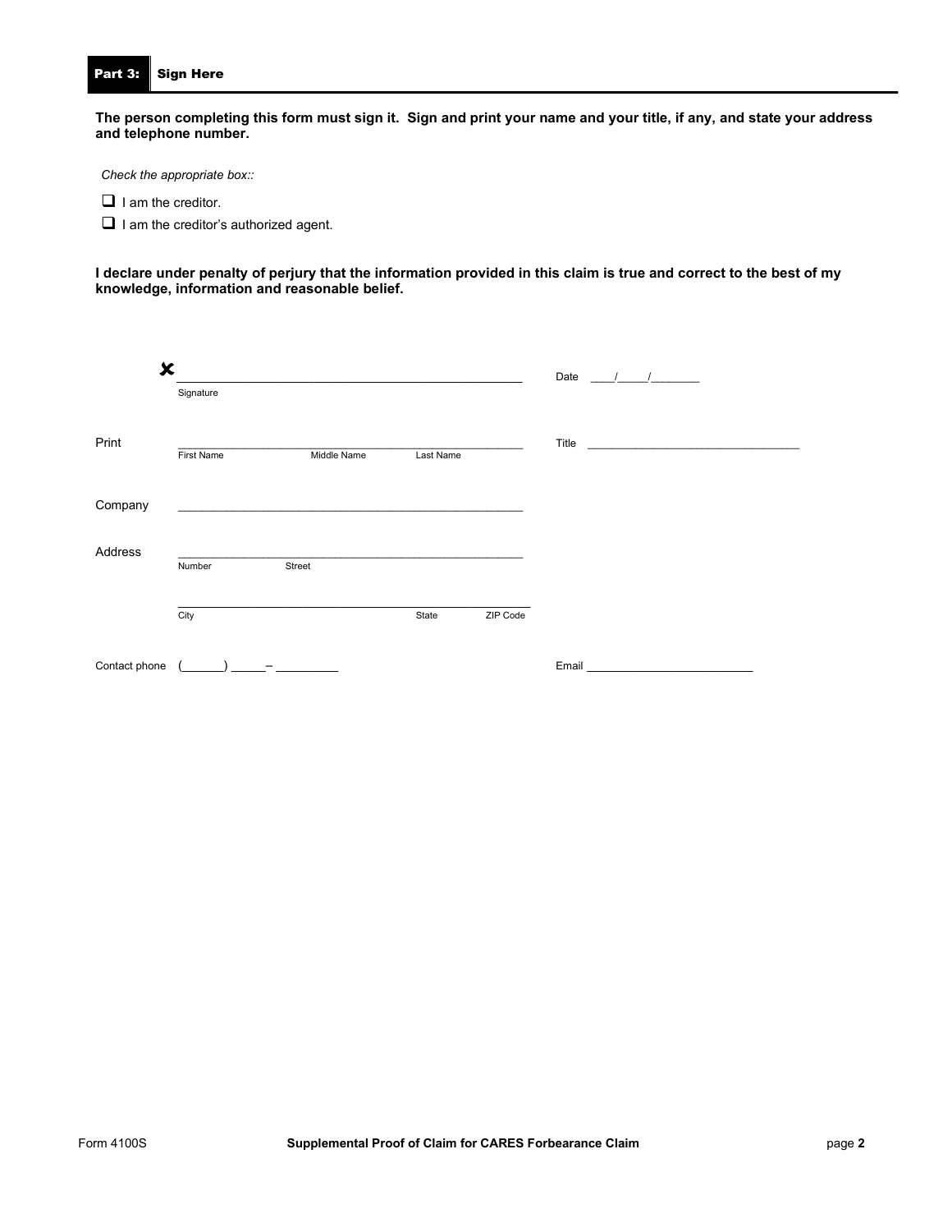## Part 3: Sign Here

**The person completing this form must sign it. Sign and print your name and your title, if any, and state your address and telephone number.**

*Check the appropriate box::*

- ☐ I am the creditor.
- ☐ I am the creditor's authorized agent.

**I declare under penalty of perjury that the information provided in this claim is true and correct to the best of my knowledge, information and reasonable belief.**

✘ ________________________________________________ Date ____/_____/________
Signature

Print ________________________________________________ Title ________________________________
First Name Middle Name Last Name

Company ________________________________________________

Address ________________________________________________
Number Street

________________________________________________
City State ZIP Code

Contact phone (______) _____– _________ Email ________________________

Form 4100S **Supplemental Proof of Claim for CARES Forbearance Claim**